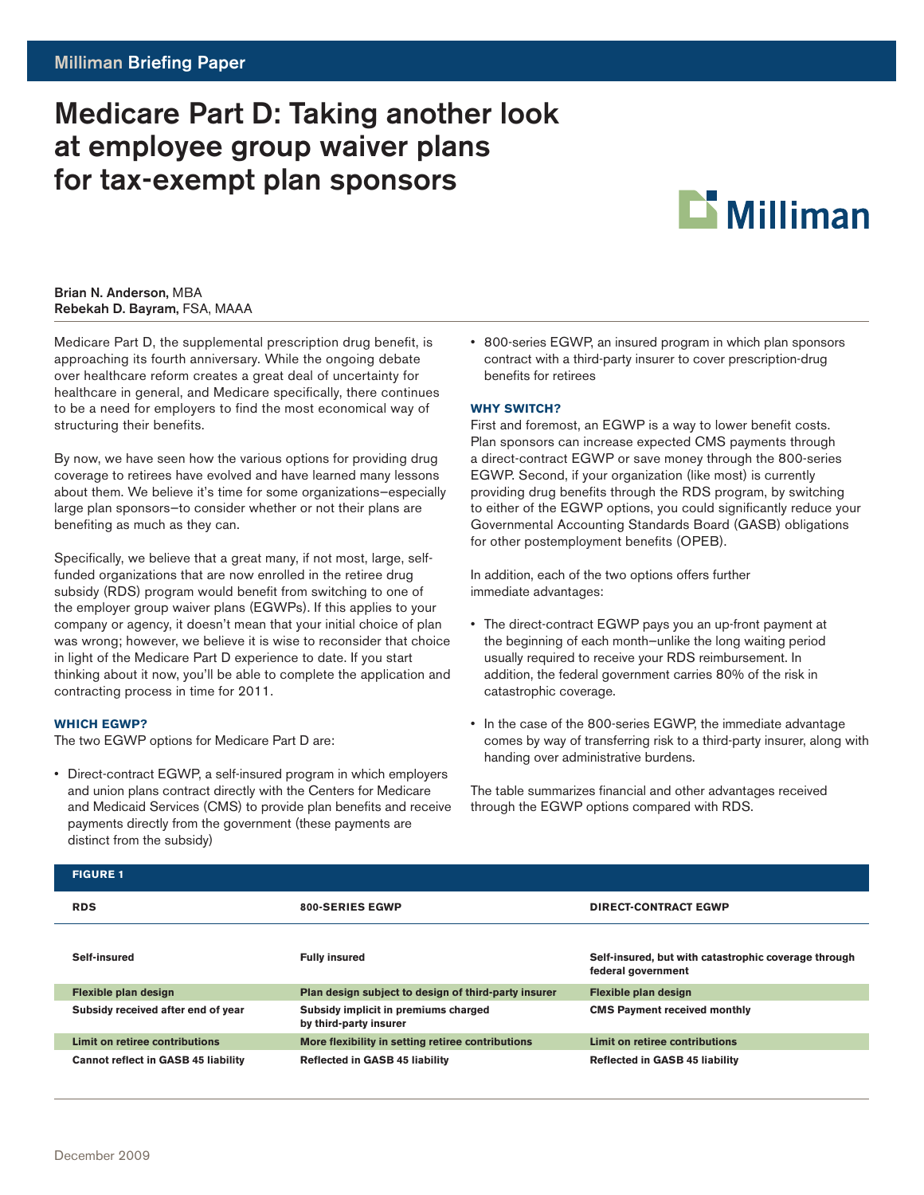Milliman Briefing Paper

# Medicare Part D: Taking another look at employee group waiver plans for tax-exempt plan sponsors

**Brian N. Anderson,** MBA
**Rebekah D. Bayram,** FSA, MAAA

Medicare Part D, the supplemental prescription drug benefit, is approaching its fourth anniversary. While the ongoing debate over healthcare reform creates a great deal of uncertainty for healthcare in general, and Medicare specifically, there continues to be a need for employers to find the most economical way of structuring their benefits.

By now, we have seen how the various options for providing drug coverage to retirees have evolved and have learned many lessons about them. We believe it's time for some organizations—especially large plan sponsors—to consider whether or not their plans are benefiting as much as they can.

Specifically, we believe that a great many, if not most, large, self-funded organizations that are now enrolled in the retiree drug subsidy (RDS) program would benefit from switching to one of the employer group waiver plans (EGWPs). If this applies to your company or agency, it doesn't mean that your initial choice of plan was wrong; however, we believe it is wise to reconsider that choice in light of the Medicare Part D experience to date. If you start thinking about it now, you'll be able to complete the application and contracting process in time for 2011.

### WHICH EGWP?

The two EGWP options for Medicare Part D are:

- Direct-contract EGWP, a self-insured program in which employers and union plans contract directly with the Centers for Medicare and Medicaid Services (CMS) to provide plan benefits and receive payments directly from the government (these payments are distinct from the subsidy)
- 800-series EGWP, an insured program in which plan sponsors contract with a third-party insurer to cover prescription-drug benefits for retirees

### WHY SWITCH?

First and foremost, an EGWP is a way to lower benefit costs. Plan sponsors can increase expected CMS payments through a direct-contract EGWP or save money through the 800-series EGWP. Second, if your organization (like most) is currently providing drug benefits through the RDS program, by switching to either of the EGWP options, you could significantly reduce your Governmental Accounting Standards Board (GASB) obligations for other postemployment benefits (OPEB).

In addition, each of the two options offers further immediate advantages:

- The direct-contract EGWP pays you an up-front payment at the beginning of each month—unlike the long waiting period usually required to receive your RDS reimbursement. In addition, the federal government carries 80% of the risk in catastrophic coverage.
- In the case of the 800-series EGWP, the immediate advantage comes by way of transferring risk to a third-party insurer, along with handing over administrative burdens.

The table summarizes financial and other advantages received through the EGWP options compared with RDS.

**FIGURE 1**

| RDS | 800-SERIES EGWP | DIRECT-CONTRACT EGWP |
|---|---|---|
| Self-insured | Fully insured | Self-insured, but with catastrophic coverage through federal government |
| Flexible plan design | Plan design subject to design of third-party insurer | Flexible plan design |
| Subsidy received after end of year | Subsidy implicit in premiums charged by third-party insurer | CMS Payment received monthly |
| Limit on retiree contributions | More flexibility in setting retiree contributions | Limit on retiree contributions |
| Cannot reflect in GASB 45 liability | Reflected in GASB 45 liability | Reflected in GASB 45 liability |

December 2009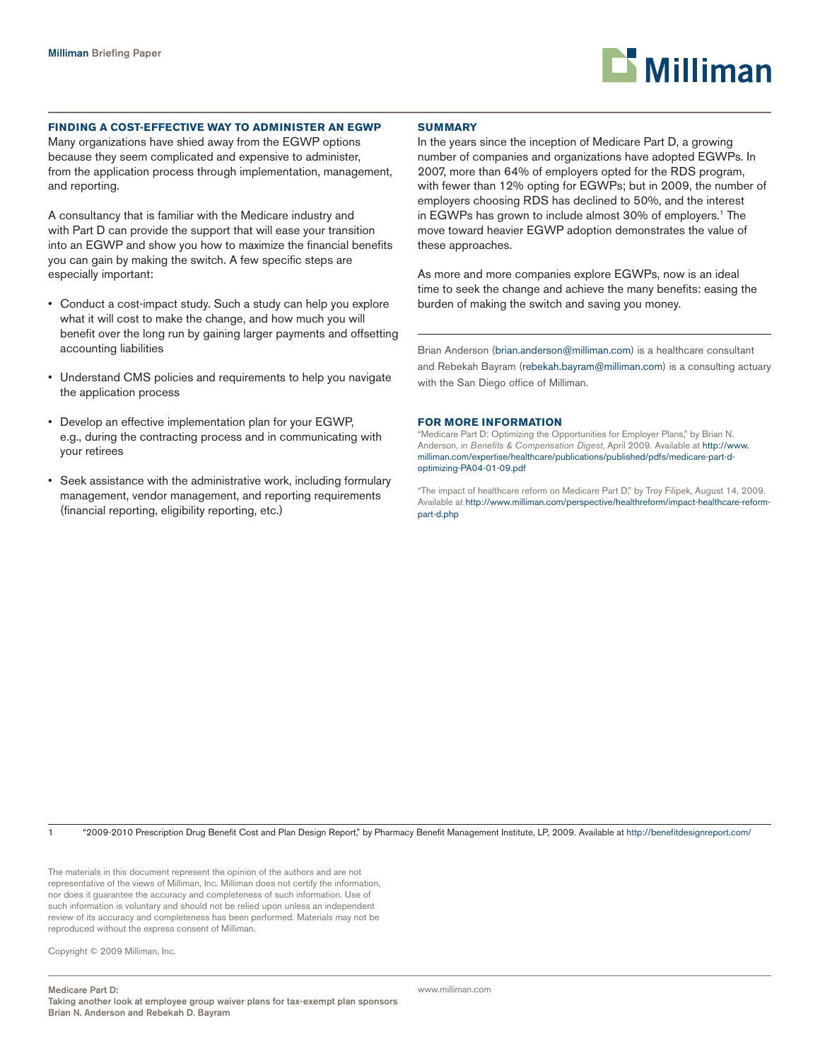## FINDING A COST-EFFECTIVE WAY TO ADMINISTER AN EGWP

Many organizations have shied away from the EGWP options because they seem complicated and expensive to administer, from the application process through implementation, management, and reporting.

A consultancy that is familiar with the Medicare industry and with Part D can provide the support that will ease your transition into an EGWP and show you how to maximize the financial benefits you can gain by making the switch. A few specific steps are especially important:

- Conduct a cost-impact study. Such a study can help you explore what it will cost to make the change, and how much you will benefit over the long run by gaining larger payments and offsetting accounting liabilities
- Understand CMS policies and requirements to help you navigate the application process
- Develop an effective implementation plan for your EGWP, e.g., during the contracting process and in communicating with your retirees
- Seek assistance with the administrative work, including formulary management, vendor management, and reporting requirements (financial reporting, eligibility reporting, etc.)

## SUMMARY

In the years since the inception of Medicare Part D, a growing number of companies and organizations have adopted EGWPs. In 2007, more than 64% of employers opted for the RDS program, with fewer than 12% opting for EGWPs; but in 2009, the number of employers choosing RDS has declined to 50%, and the interest in EGWPs has grown to include almost 30% of employers.[1] The move toward heavier EGWP adoption demonstrates the value of these approaches.

As more and more companies explore EGWPs, now is an ideal time to seek the change and achieve the many benefits: easing the burden of making the switch and saving you money.

---

Brian Anderson (brian.anderson@milliman.com) is a healthcare consultant and Rebekah Bayram (rebekah.bayram@milliman.com) is a consulting actuary with the San Diego office of Milliman.

## FOR MORE INFORMATION

"Medicare Part D: Optimizing the Opportunities for Employer Plans," by Brian N. Anderson, in *Benefits & Compensation Digest*, April 2009. Available at http://www.milliman.com/expertise/healthcare/publications/published/pdfs/medicare-part-d-optimizing-PA04-01-09.pdf

"The impact of healthcare reform on Medicare Part D," by Troy Filipek, August 14, 2009. Available at http://www.milliman.com/perspective/healthreform/impact-healthcare-reform-part-d.php

---

1 "2009-2010 Prescription Drug Benefit Cost and Plan Design Report," by Pharmacy Benefit Management Institute, LP, 2009. Available at http://benefitdesignreport.com/

The materials in this document represent the opinion of the authors and are not representative of the views of Milliman, Inc. Milliman does not certify the information, nor does it guarantee the accuracy and completeness of such information. Use of such information is voluntary and should not be relied upon unless an independent review of its accuracy and completeness has been performed. Materials may not be reproduced without the express consent of Milliman.

Copyright © 2009 Milliman, Inc.